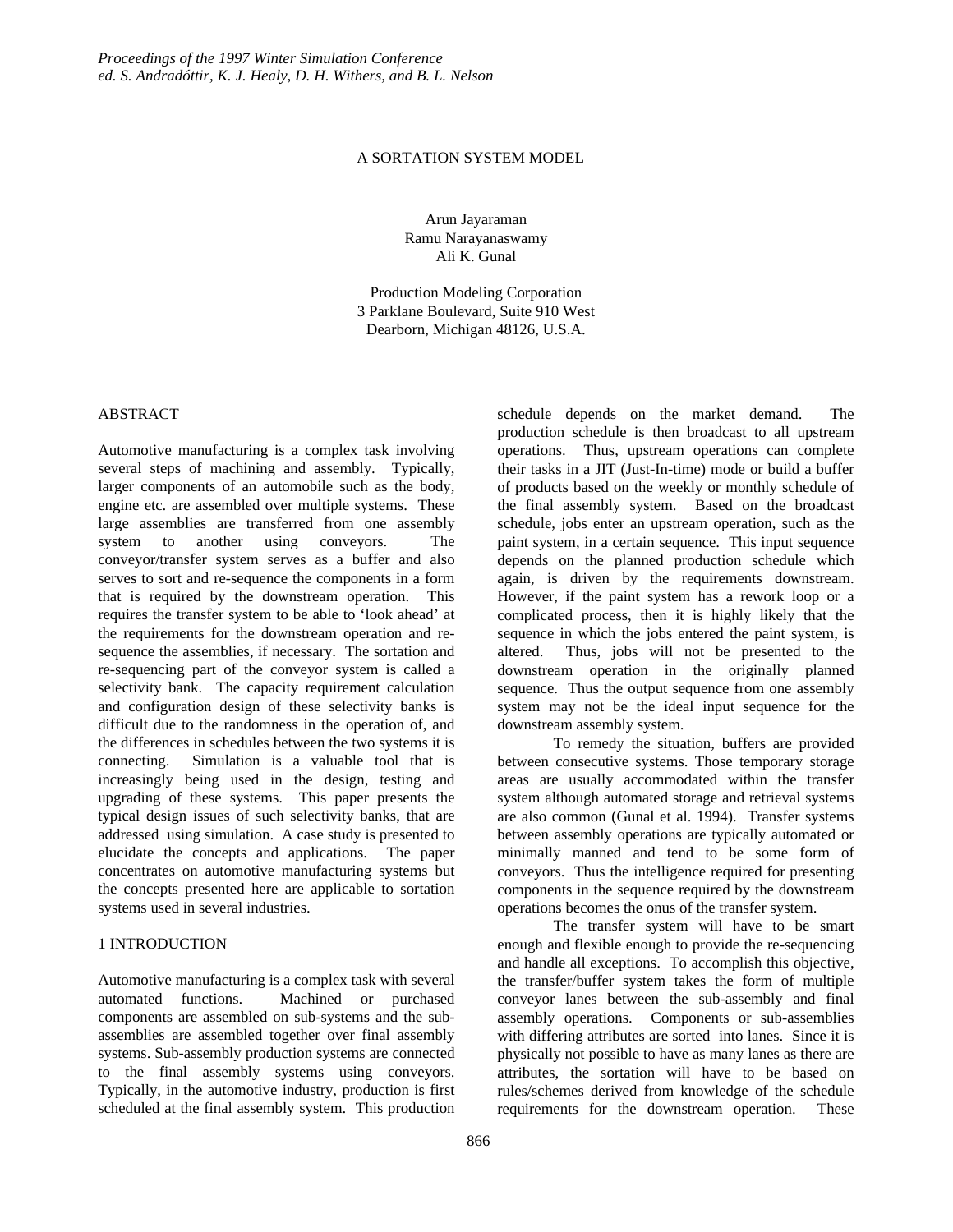*Proceedings of the 1997 Winter Simulation Conference*
*ed. S. Andradóttir, K. J. Healy, D. H. Withers, and B. L. Nelson*

# A SORTATION SYSTEM MODEL

Arun Jayaraman
Ramu Narayanaswamy
Ali K. Gunal

Production Modeling Corporation
3 Parklane Boulevard, Suite 910 West
Dearborn, Michigan 48126, U.S.A.

## ABSTRACT

Automotive manufacturing is a complex task involving several steps of machining and assembly. Typically, larger components of an automobile such as the body, engine etc. are assembled over multiple systems. These large assemblies are transferred from one assembly system to another using conveyors. The conveyor/transfer system serves as a buffer and also serves to sort and re-sequence the components in a form that is required by the downstream operation. This requires the transfer system to be able to 'look ahead' at the requirements for the downstream operation and re-sequence the assemblies, if necessary. The sortation and re-sequencing part of the conveyor system is called a selectivity bank. The capacity requirement calculation and configuration design of these selectivity banks is difficult due to the randomness in the operation of, and the differences in schedules between the two systems it is connecting. Simulation is a valuable tool that is increasingly being used in the design, testing and upgrading of these systems. This paper presents the typical design issues of such selectivity banks, that are addressed using simulation. A case study is presented to elucidate the concepts and applications. The paper concentrates on automotive manufacturing systems but the concepts presented here are applicable to sortation systems used in several industries.

## 1 INTRODUCTION

Automotive manufacturing is a complex task with several automated functions. Machined or purchased components are assembled on sub-systems and the sub-assemblies are assembled together over final assembly systems. Sub-assembly production systems are connected to the final assembly systems using conveyors. Typically, in the automotive industry, production is first scheduled at the final assembly system. This production schedule depends on the market demand. The production schedule is then broadcast to all upstream operations. Thus, upstream operations can complete their tasks in a JIT (Just-In-time) mode or build a buffer of products based on the weekly or monthly schedule of the final assembly system. Based on the broadcast schedule, jobs enter an upstream operation, such as the paint system, in a certain sequence. This input sequence depends on the planned production schedule which again, is driven by the requirements downstream. However, if the paint system has a rework loop or a complicated process, then it is highly likely that the sequence in which the jobs entered the paint system, is altered. Thus, jobs will not be presented to the downstream operation in the originally planned sequence. Thus the output sequence from one assembly system may not be the ideal input sequence for the downstream assembly system.

To remedy the situation, buffers are provided between consecutive systems. Those temporary storage areas are usually accommodated within the transfer system although automated storage and retrieval systems are also common (Gunal et al. 1994). Transfer systems between assembly operations are typically automated or minimally manned and tend to be some form of conveyors. Thus the intelligence required for presenting components in the sequence required by the downstream operations becomes the onus of the transfer system.

The transfer system will have to be smart enough and flexible enough to provide the re-sequencing and handle all exceptions. To accomplish this objective, the transfer/buffer system takes the form of multiple conveyor lanes between the sub-assembly and final assembly operations. Components or sub-assemblies with differing attributes are sorted into lanes. Since it is physically not possible to have as many lanes as there are attributes, the sortation will have to be based on rules/schemes derived from knowledge of the schedule requirements for the downstream operation. These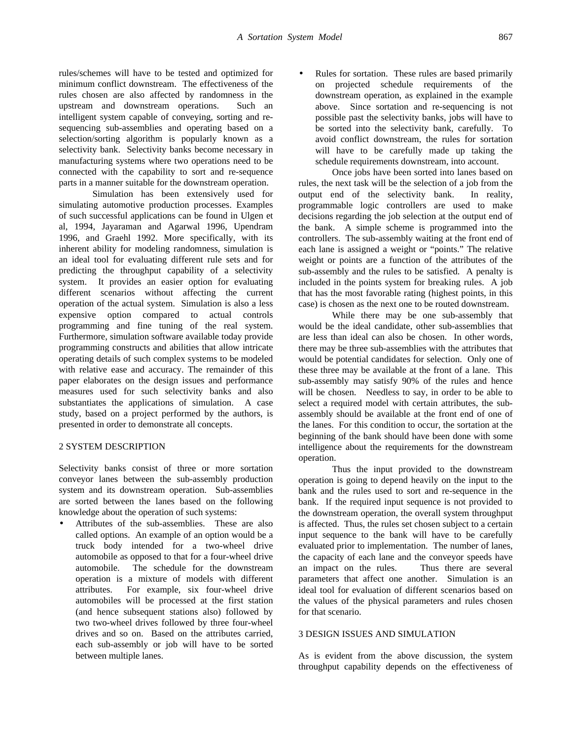rules/schemes will have to be tested and optimized for minimum conflict downstream. The effectiveness of the rules chosen are also affected by randomness in the upstream and downstream operations. Such an intelligent system capable of conveying, sorting and re-sequencing sub-assemblies and operating based on a selection/sorting algorithm is popularly known as a selectivity bank. Selectivity banks become necessary in manufacturing systems where two operations need to be connected with the capability to sort and re-sequence parts in a manner suitable for the downstream operation.

Simulation has been extensively used for simulating automotive production processes. Examples of such successful applications can be found in Ulgen et al, 1994, Jayaraman and Agarwal 1996, Upendram 1996, and Graehl 1992. More specifically, with its inherent ability for modeling randomness, simulation is an ideal tool for evaluating different rule sets and for predicting the throughput capability of a selectivity system. It provides an easier option for evaluating different scenarios without affecting the current operation of the actual system. Simulation is also a less expensive option compared to actual controls programming and fine tuning of the real system. Furthermore, simulation software available today provide programming constructs and abilities that allow intricate operating details of such complex systems to be modeled with relative ease and accuracy. The remainder of this paper elaborates on the design issues and performance measures used for such selectivity banks and also substantiates the applications of simulation. A case study, based on a project performed by the authors, is presented in order to demonstrate all concepts.

## 2 SYSTEM DESCRIPTION

Selectivity banks consist of three or more sortation conveyor lanes between the sub-assembly production system and its downstream operation. Sub-assemblies are sorted between the lanes based on the following knowledge about the operation of such systems:

- Attributes of the sub-assemblies. These are also called options. An example of an option would be a truck body intended for a two-wheel drive automobile as opposed to that for a four-wheel drive automobile. The schedule for the downstream operation is a mixture of models with different attributes. For example, six four-wheel drive automobiles will be processed at the first station (and hence subsequent stations also) followed by two two-wheel drives followed by three four-wheel drives and so on. Based on the attributes carried, each sub-assembly or job will have to be sorted between multiple lanes.
- Rules for sortation. These rules are based primarily on projected schedule requirements of the downstream operation, as explained in the example above. Since sortation and re-sequencing is not possible past the selectivity banks, jobs will have to be sorted into the selectivity bank, carefully. To avoid conflict downstream, the rules for sortation will have to be carefully made up taking the schedule requirements downstream, into account.

Once jobs have been sorted into lanes based on rules, the next task will be the selection of a job from the output end of the selectivity bank. In reality, programmable logic controllers are used to make decisions regarding the job selection at the output end of the bank. A simple scheme is programmed into the controllers. The sub-assembly waiting at the front end of each lane is assigned a weight or "points." The relative weight or points are a function of the attributes of the sub-assembly and the rules to be satisfied. A penalty is included in the points system for breaking rules. A job that has the most favorable rating (highest points, in this case) is chosen as the next one to be routed downstream.

While there may be one sub-assembly that would be the ideal candidate, other sub-assemblies that are less than ideal can also be chosen. In other words, there may be three sub-assemblies with the attributes that would be potential candidates for selection. Only one of these three may be available at the front of a lane. This sub-assembly may satisfy 90% of the rules and hence will be chosen. Needless to say, in order to be able to select a required model with certain attributes, the sub-assembly should be available at the front end of one of the lanes. For this condition to occur, the sortation at the beginning of the bank should have been done with some intelligence about the requirements for the downstream operation.

Thus the input provided to the downstream operation is going to depend heavily on the input to the bank and the rules used to sort and re-sequence in the bank. If the required input sequence is not provided to the downstream operation, the overall system throughput is affected. Thus, the rules set chosen subject to a certain input sequence to the bank will have to be carefully evaluated prior to implementation. The number of lanes, the capacity of each lane and the conveyor speeds have an impact on the rules. Thus there are several parameters that affect one another. Simulation is an ideal tool for evaluation of different scenarios based on the values of the physical parameters and rules chosen for that scenario.

## 3 DESIGN ISSUES AND SIMULATION

As is evident from the above discussion, the system throughput capability depends on the effectiveness of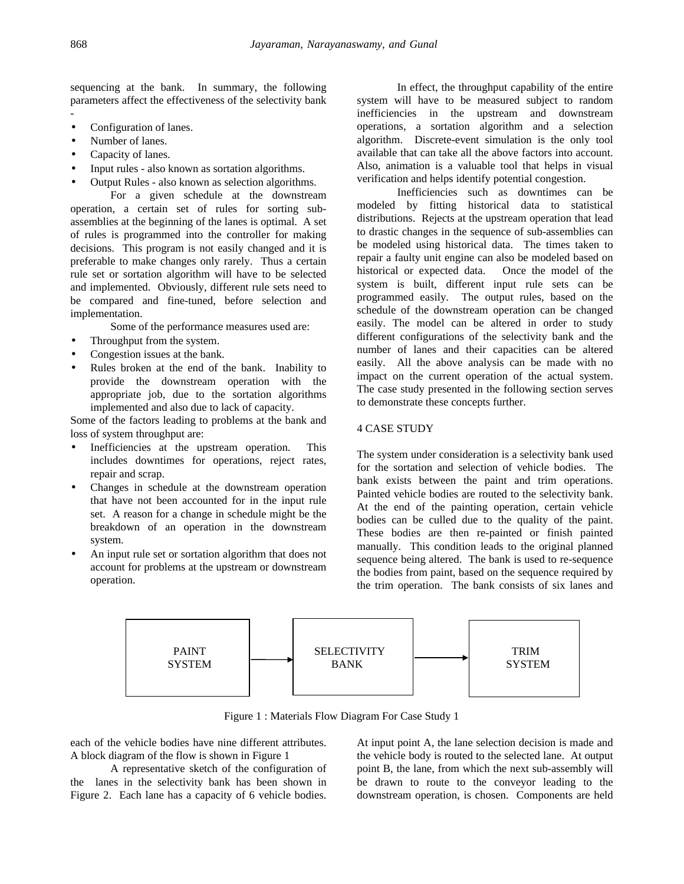sequencing at the bank. In summary, the following parameters affect the effectiveness of the selectivity bank -

- Configuration of lanes.
- Number of lanes.
- Capacity of lanes.
- Input rules - also known as sortation algorithms.
- Output Rules - also known as selection algorithms.

For a given schedule at the downstream operation, a certain set of rules for sorting sub-assemblies at the beginning of the lanes is optimal. A set of rules is programmed into the controller for making decisions. This program is not easily changed and it is preferable to make changes only rarely. Thus a certain rule set or sortation algorithm will have to be selected and implemented. Obviously, different rule sets need to be compared and fine-tuned, before selection and implementation.

Some of the performance measures used are:

- Throughput from the system.
- Congestion issues at the bank.
- Rules broken at the end of the bank. Inability to provide the downstream operation with the appropriate job, due to the sortation algorithms implemented and also due to lack of capacity.

Some of the factors leading to problems at the bank and loss of system throughput are:

- Inefficiencies at the upstream operation. This includes downtimes for operations, reject rates, repair and scrap.
- Changes in schedule at the downstream operation that have not been accounted for in the input rule set. A reason for a change in schedule might be the breakdown of an operation in the downstream system.
- An input rule set or sortation algorithm that does not account for problems at the upstream or downstream operation.

In effect, the throughput capability of the entire system will have to be measured subject to random inefficiencies in the upstream and downstream operations, a sortation algorithm and a selection algorithm. Discrete-event simulation is the only tool available that can take all the above factors into account. Also, animation is a valuable tool that helps in visual verification and helps identify potential congestion.

Inefficiencies such as downtimes can be modeled by fitting historical data to statistical distributions. Rejects at the upstream operation that lead to drastic changes in the sequence of sub-assemblies can be modeled using historical data. The times taken to repair a faulty unit engine can also be modeled based on historical or expected data. Once the model of the system is built, different input rule sets can be programmed easily. The output rules, based on the schedule of the downstream operation can be changed easily. The model can be altered in order to study different configurations of the selectivity bank and the number of lanes and their capacities can be altered easily. All the above analysis can be made with no impact on the current operation of the actual system. The case study presented in the following section serves to demonstrate these concepts further.

## 4 CASE STUDY

The system under consideration is a selectivity bank used for the sortation and selection of vehicle bodies. The bank exists between the paint and trim operations. Painted vehicle bodies are routed to the selectivity bank. At the end of the painting operation, certain vehicle bodies can be culled due to the quality of the paint. These bodies are then re-painted or finish painted manually. This condition leads to the original planned sequence being altered. The bank is used to re-sequence the bodies from paint, based on the sequence required by the trim operation. The bank consists of six lanes and each of the vehicle bodies have nine different attributes. A block diagram of the flow is shown in Figure 1

PAINT SYSTEM → SELECTIVITY BANK → TRIM SYSTEM

Figure 1 : Materials Flow Diagram For Case Study 1

A representative sketch of the configuration of the lanes in the selectivity bank has been shown in Figure 2. Each lane has a capacity of 6 vehicle bodies. At input point A, the lane selection decision is made and the vehicle body is routed to the selected lane. At output point B, the lane, from which the next sub-assembly will be drawn to route to the conveyor leading to the downstream operation, is chosen. Components are held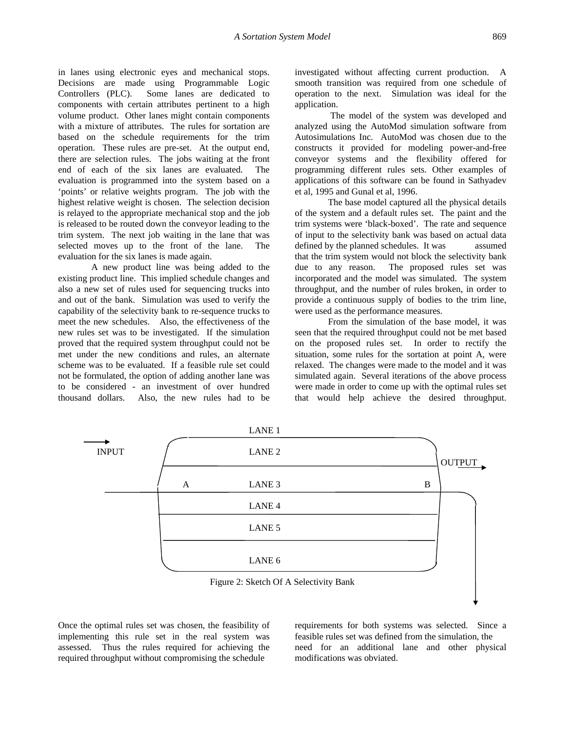in lanes using electronic eyes and mechanical stops. Decisions are made using Programmable Logic Controllers (PLC). Some lanes are dedicated to components with certain attributes pertinent to a high volume product. Other lanes might contain components with a mixture of attributes. The rules for sortation are based on the schedule requirements for the trim operation. These rules are pre-set. At the output end, there are selection rules. The jobs waiting at the front end of each of the six lanes are evaluated. The evaluation is programmed into the system based on a 'points' or relative weights program. The job with the highest relative weight is chosen. The selection decision is relayed to the appropriate mechanical stop and the job is released to be routed down the conveyor leading to the trim system. The next job waiting in the lane that was selected moves up to the front of the lane. The evaluation for the six lanes is made again.

A new product line was being added to the existing product line. This implied schedule changes and also a new set of rules used for sequencing trucks into and out of the bank. Simulation was used to verify the capability of the selectivity bank to re-sequence trucks to meet the new schedules. Also, the effectiveness of the new rules set was to be investigated. If the simulation proved that the required system throughput could not be met under the new conditions and rules, an alternate scheme was to be evaluated. If a feasible rule set could not be formulated, the option of adding another lane was to be considered - an investment of over hundred thousand dollars. Also, the new rules had to be investigated without affecting current production. A smooth transition was required from one schedule of operation to the next. Simulation was ideal for the application.

The model of the system was developed and analyzed using the AutoMod simulation software from Autosimulations Inc. AutoMod was chosen due to the constructs it provided for modeling power-and-free conveyor systems and the flexibility offered for programming different rules sets. Other examples of applications of this software can be found in Sathyadev et al, 1995 and Gunal et al, 1996.

The base model captured all the physical details of the system and a default rules set. The paint and the trim systems were 'black-boxed'. The rate and sequence of input to the selectivity bank was based on actual data defined by the planned schedules. It was assumed that the trim system would not block the selectivity bank due to any reason. The proposed rules set was incorporated and the model was simulated. The system throughput, and the number of rules broken, in order to provide a continuous supply of bodies to the trim line, were used as the performance measures.

From the simulation of the base model, it was seen that the required throughput could not be met based on the proposed rules set. In order to rectify the situation, some rules for the sortation at point A, were relaxed. The changes were made to the model and it was simulated again. Several iterations of the above process were made in order to come up with the optimal rules set that would help achieve the desired throughput.

INPUT
OUTPUT
A
B
LANE 1
LANE 2
LANE 3
LANE 4
LANE 5
LANE 6

Figure 2: Sketch Of A Selectivity Bank

Once the optimal rules set was chosen, the feasibility of implementing this rule set in the real system was assessed. Thus the rules required for achieving the required throughput without compromising the schedule requirements for both systems was selected. Since a feasible rules set was defined from the simulation, the need for an additional lane and other physical modifications was obviated.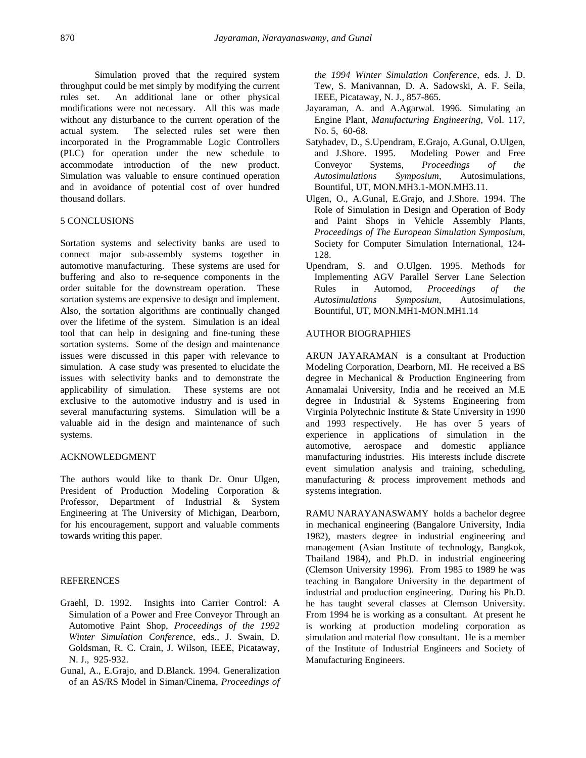Simulation proved that the required system throughput could be met simply by modifying the current rules set. An additional lane or other physical modifications were not necessary. All this was made without any disturbance to the current operation of the actual system. The selected rules set were then incorporated in the Programmable Logic Controllers (PLC) for operation under the new schedule to accommodate introduction of the new product. Simulation was valuable to ensure continued operation and in avoidance of potential cost of over hundred thousand dollars.

## 5 CONCLUSIONS

Sortation systems and selectivity banks are used to connect major sub-assembly systems together in automotive manufacturing. These systems are used for buffering and also to re-sequence components in the order suitable for the downstream operation. These sortation systems are expensive to design and implement. Also, the sortation algorithms are continually changed over the lifetime of the system. Simulation is an ideal tool that can help in designing and fine-tuning these sortation systems. Some of the design and maintenance issues were discussed in this paper with relevance to simulation. A case study was presented to elucidate the issues with selectivity banks and to demonstrate the applicability of simulation. These systems are not exclusive to the automotive industry and is used in several manufacturing systems. Simulation will be a valuable aid in the design and maintenance of such systems.

## ACKNOWLEDGMENT

The authors would like to thank Dr. Onur Ulgen, President of Production Modeling Corporation & Professor, Department of Industrial & System Engineering at The University of Michigan, Dearborn, for his encouragement, support and valuable comments towards writing this paper.

## REFERENCES

Graehl, D. 1992. Insights into Carrier Control: A Simulation of a Power and Free Conveyor Through an Automotive Paint Shop, *Proceedings of the 1992 Winter Simulation Conference*, eds., J. Swain, D. Goldsman, R. C. Crain, J. Wilson, IEEE, Picataway, N. J., 925-932.

Gunal, A., E.Grajo, and D.Blanck. 1994. Generalization of an AS/RS Model in Siman/Cinema, *Proceedings of the 1994 Winter Simulation Conference*, eds. J. D. Tew, S. Manivannan, D. A. Sadowski, A. F. Seila, IEEE, Picataway, N. J., 857-865.

Jayaraman, A. and A.Agarwal. 1996. Simulating an Engine Plant, *Manufacturing Engineering*, Vol. 117, No. 5, 60-68.

Satyhadev, D., S.Upendram, E.Grajo, A.Gunal, O.Ulgen, and J.Shore. 1995. Modeling Power and Free Conveyor Systems, *Proceedings of the Autosimulations Symposium*, Autosimulations, Bountiful, UT, MON.MH3.1-MON.MH3.11.

Ulgen, O., A.Gunal, E.Grajo, and J.Shore. 1994. The Role of Simulation in Design and Operation of Body and Paint Shops in Vehicle Assembly Plants, *Proceedings of The European Simulation Symposium*, Society for Computer Simulation International, 124-128.

Upendram, S. and O.Ulgen. 1995. Methods for Implementing AGV Parallel Server Lane Selection Rules in Automod, *Proceedings of the Autosimulations Symposium*, Autosimulations, Bountiful, UT, MON.MH1-MON.MH1.14

## AUTHOR BIOGRAPHIES

ARUN JAYARAMAN is a consultant at Production Modeling Corporation, Dearborn, MI. He received a BS degree in Mechanical & Production Engineering from Annamalai University, India and he received an M.E degree in Industrial & Systems Engineering from Virginia Polytechnic Institute & State University in 1990 and 1993 respectively. He has over 5 years of experience in applications of simulation in the automotive, aerospace and domestic appliance manufacturing industries. His interests include discrete event simulation analysis and training, scheduling, manufacturing & process improvement methods and systems integration.

RAMU NARAYANASWAMY holds a bachelor degree in mechanical engineering (Bangalore University, India 1982), masters degree in industrial engineering and management (Asian Institute of technology, Bangkok, Thailand 1984), and Ph.D. in industrial engineering (Clemson University 1996). From 1985 to 1989 he was teaching in Bangalore University in the department of industrial and production engineering. During his Ph.D. he has taught several classes at Clemson University. From 1994 he is working as a consultant. At present he is working at production modeling corporation as simulation and material flow consultant. He is a member of the Institute of Industrial Engineers and Society of Manufacturing Engineers.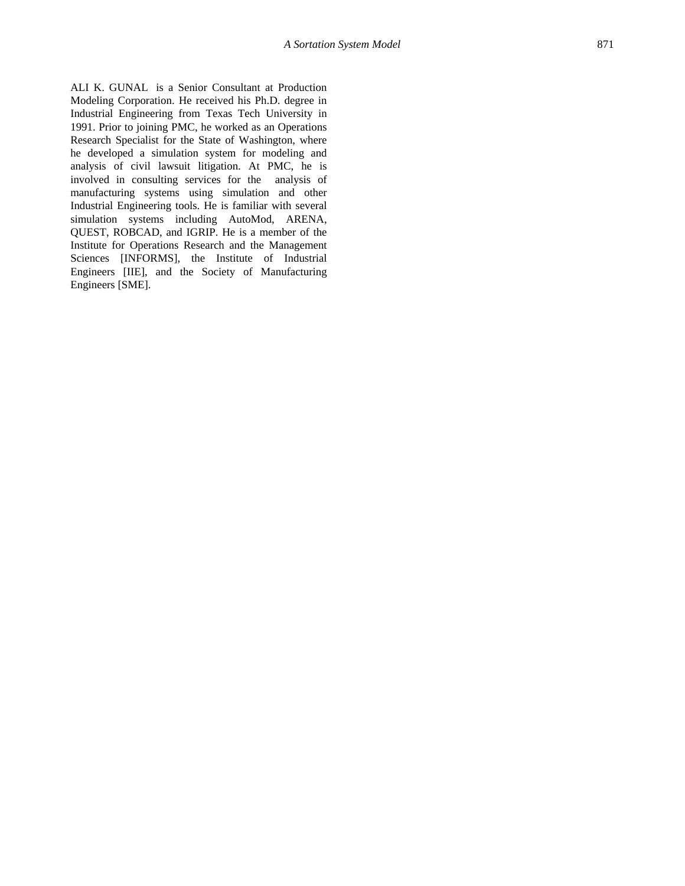ALI K. GUNAL is a Senior Consultant at Production Modeling Corporation. He received his Ph.D. degree in Industrial Engineering from Texas Tech University in 1991. Prior to joining PMC, he worked as an Operations Research Specialist for the State of Washington, where he developed a simulation system for modeling and analysis of civil lawsuit litigation. At PMC, he is involved in consulting services for the analysis of manufacturing systems using simulation and other Industrial Engineering tools. He is familiar with several simulation systems including AutoMod, ARENA, QUEST, ROBCAD, and IGRIP. He is a member of the Institute for Operations Research and the Management Sciences [INFORMS], the Institute of Industrial Engineers [IIE], and the Society of Manufacturing Engineers [SME].